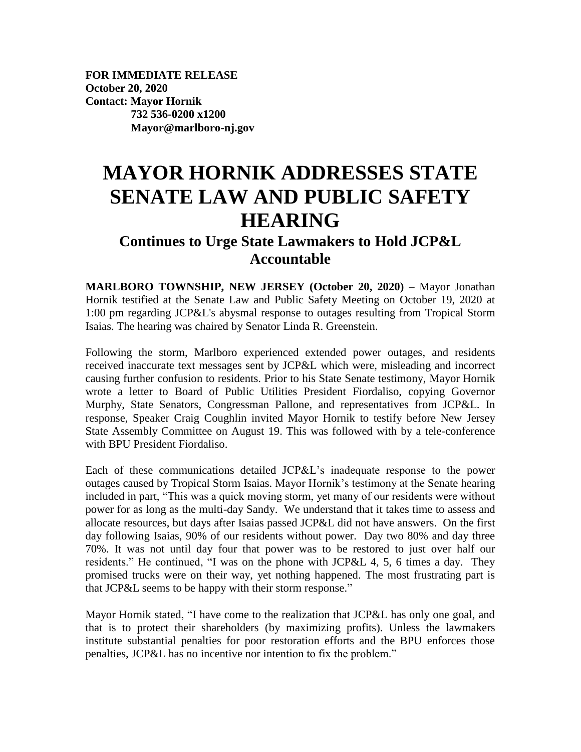**FOR IMMEDIATE RELEASE**
**October 20, 2020**
**Contact: Mayor Hornik**
**732 536-0200 x1200**
**Mayor@marlboro-nj.gov**

# MAYOR HORNIK ADDRESSES STATE SENATE LAW AND PUBLIC SAFETY HEARING

## Continues to Urge State Lawmakers to Hold JCP&L Accountable

**MARLBORO TOWNSHIP, NEW JERSEY (October 20, 2020)** – Mayor Jonathan Hornik testified at the Senate Law and Public Safety Meeting on October 19, 2020 at 1:00 pm regarding JCP&L's abysmal response to outages resulting from Tropical Storm Isaias. The hearing was chaired by Senator Linda R. Greenstein.

Following the storm, Marlboro experienced extended power outages, and residents received inaccurate text messages sent by JCP&L which were, misleading and incorrect causing further confusion to residents. Prior to his State Senate testimony, Mayor Hornik wrote a letter to Board of Public Utilities President Fiordaliso, copying Governor Murphy, State Senators, Congressman Pallone, and representatives from JCP&L. In response, Speaker Craig Coughlin invited Mayor Hornik to testify before New Jersey State Assembly Committee on August 19. This was followed with by a tele-conference with BPU President Fiordaliso.

Each of these communications detailed JCP&L's inadequate response to the power outages caused by Tropical Storm Isaias. Mayor Hornik's testimony at the Senate hearing included in part, "This was a quick moving storm, yet many of our residents were without power for as long as the multi-day Sandy. We understand that it takes time to assess and allocate resources, but days after Isaias passed JCP&L did not have answers. On the first day following Isaias, 90% of our residents without power. Day two 80% and day three 70%. It was not until day four that power was to be restored to just over half our residents." He continued, "I was on the phone with JCP&L 4, 5, 6 times a day. They promised trucks were on their way, yet nothing happened. The most frustrating part is that JCP&L seems to be happy with their storm response."

Mayor Hornik stated, "I have come to the realization that JCP&L has only one goal, and that is to protect their shareholders (by maximizing profits). Unless the lawmakers institute substantial penalties for poor restoration efforts and the BPU enforces those penalties, JCP&L has no incentive nor intention to fix the problem."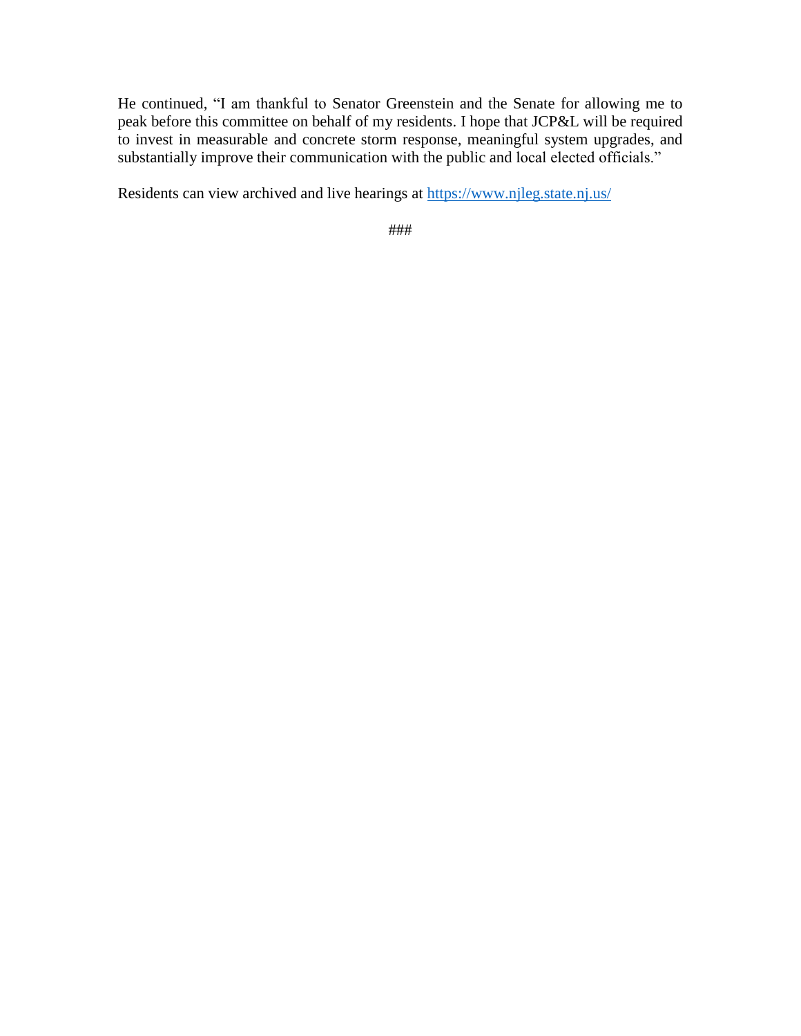He continued, "I am thankful to Senator Greenstein and the Senate for allowing me to peak before this committee on behalf of my residents. I hope that JCP&L will be required to invest in measurable and concrete storm response, meaningful system upgrades, and substantially improve their communication with the public and local elected officials."

Residents can view archived and live hearings at [https://www.njleg.state.nj.us/](https://www.njleg.state.nj.us/)

###